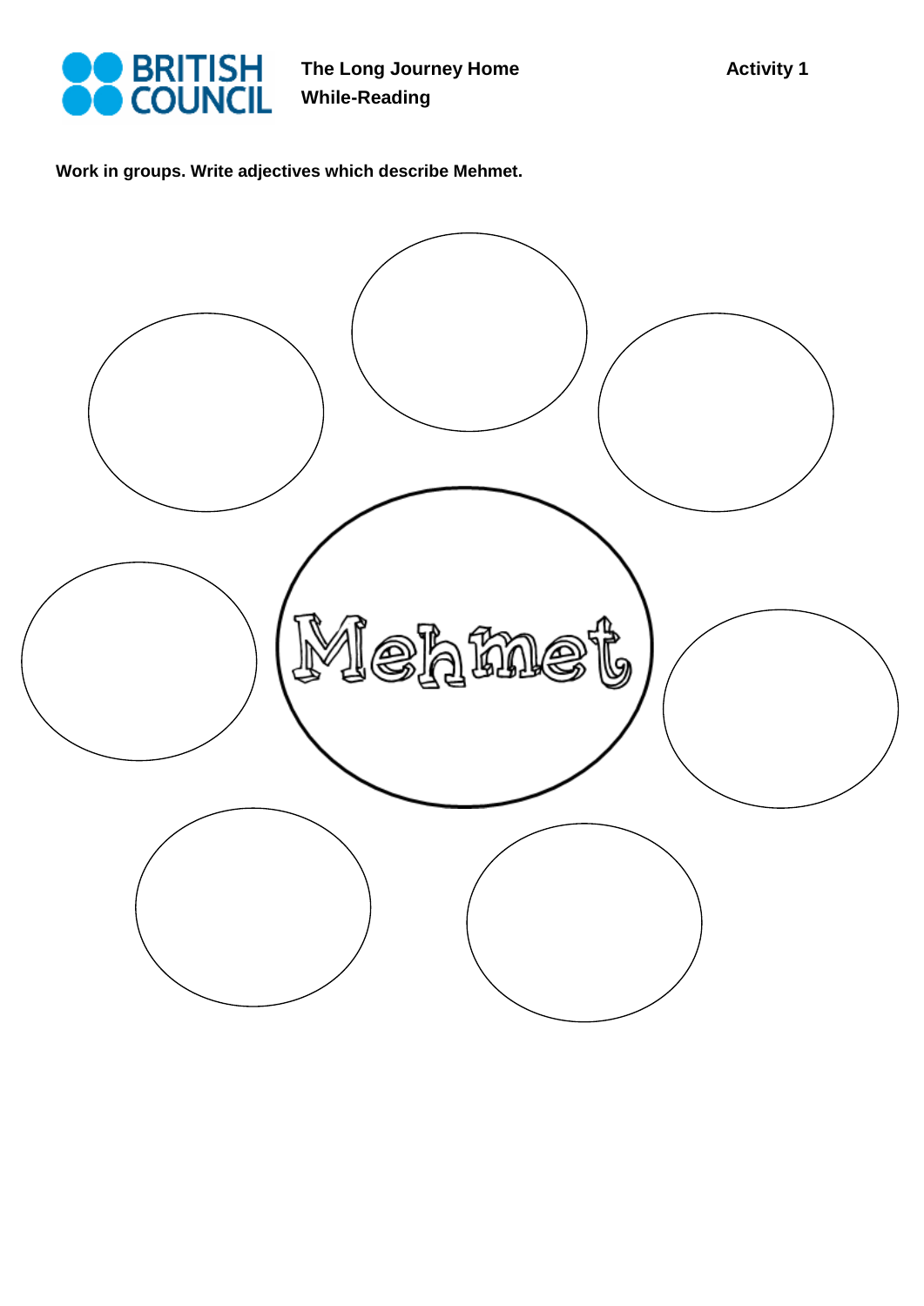The Long Journey Home
While-Reading

Activity 1

**Work in groups. Write adjectives which describe Mehmet.**

Mehmet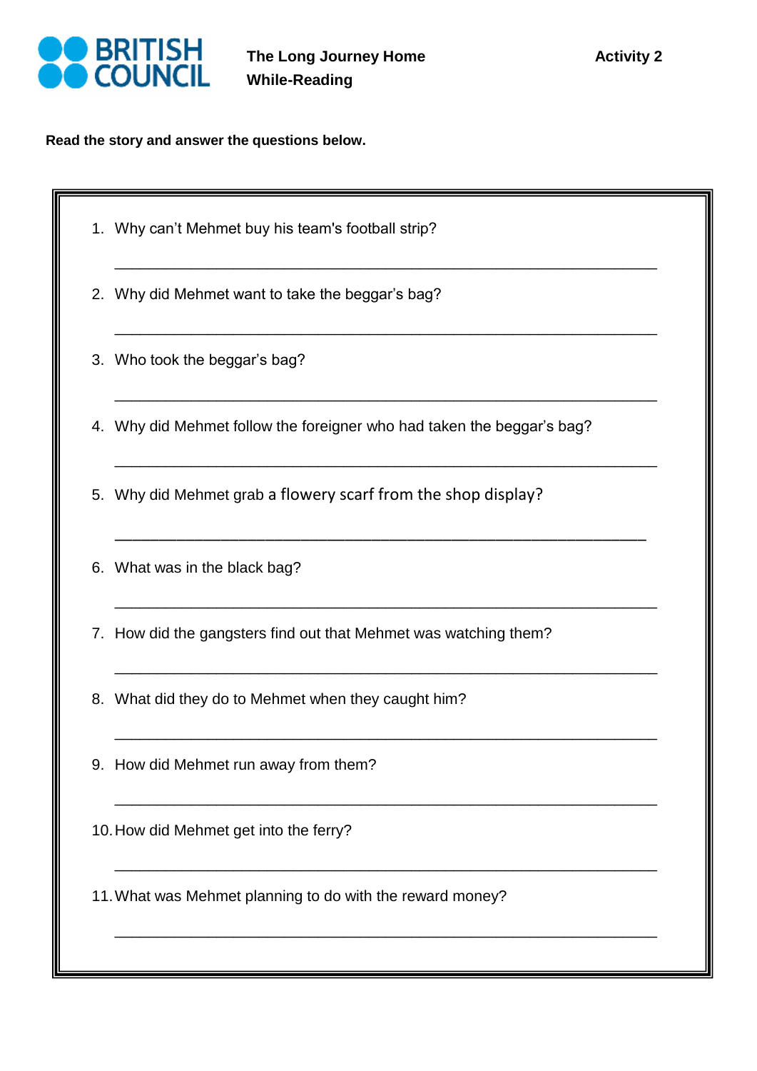BRITISH COUNCIL

**The Long Journey Home**
**While-Reading**

**Activity 2**

**Read the story and answer the questions below.**

1. Why can't Mehmet buy his team's football strip?

 ___________________________________________________________

2. Why did Mehmet want to take the beggar's bag?

 ___________________________________________________________

3. Who took the beggar's bag?

 ___________________________________________________________

4. Why did Mehmet follow the foreigner who had taken the beggar's bag?

 ___________________________________________________________

5. Why did Mehmet grab a flowery scarf from the shop display?

 ___________________________________________________________

6. What was in the black bag?

 ___________________________________________________________

7. How did the gangsters find out that Mehmet was watching them?

 ___________________________________________________________

8. What did they do to Mehmet when they caught him?

 ___________________________________________________________

9. How did Mehmet run away from them?

 ___________________________________________________________

10. How did Mehmet get into the ferry?

 ___________________________________________________________

11. What was Mehmet planning to do with the reward money?

 ___________________________________________________________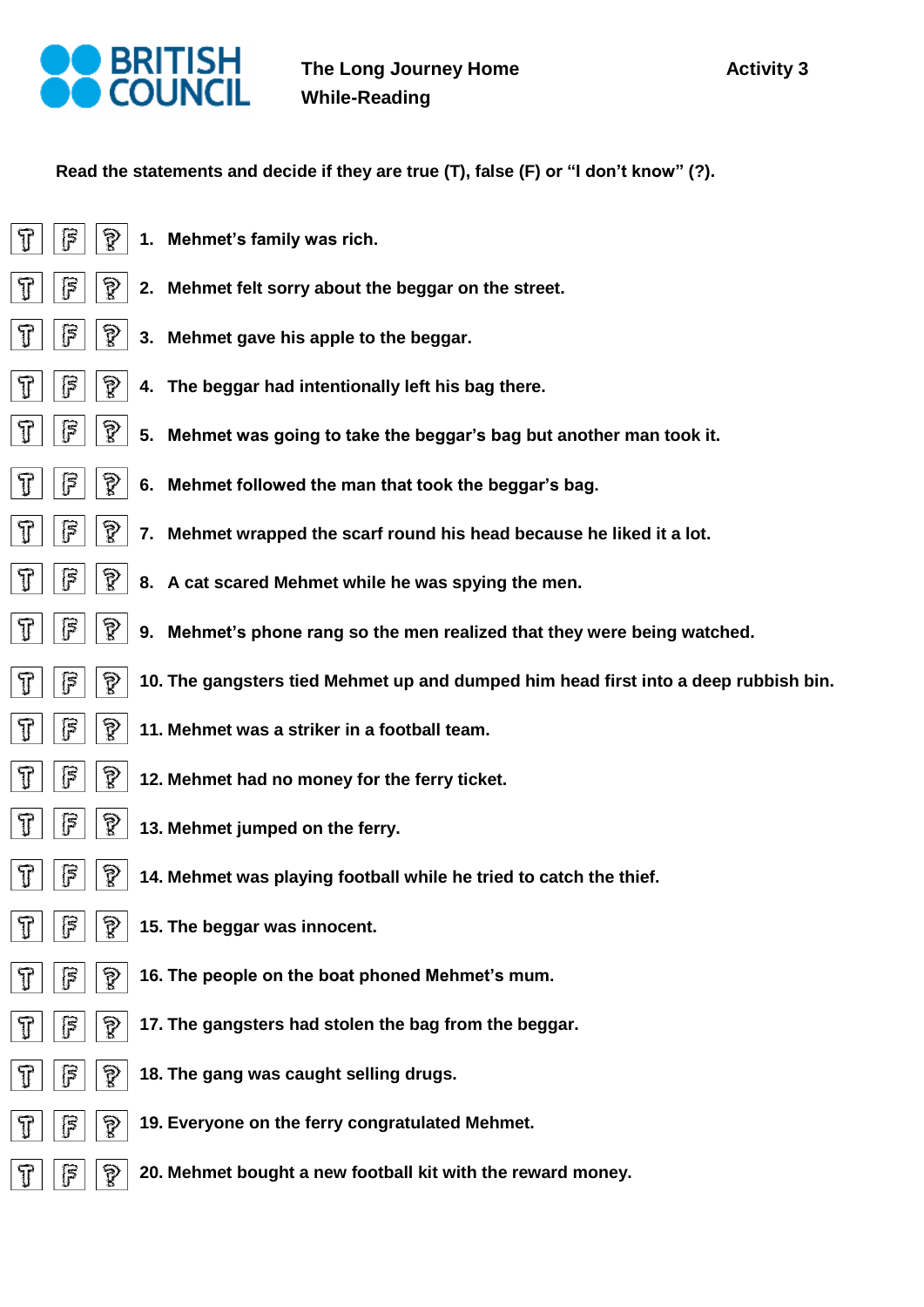**The Long Journey Home**
**While-Reading**

**Activity 3**

**Read the statements and decide if they are true (T), false (F) or "I don't know" (?).**

T F ? 1. **Mehmet's family was rich.**

T F ? 2. **Mehmet felt sorry about the beggar on the street.**

T F ? 3. **Mehmet gave his apple to the beggar.**

T F ? 4. **The beggar had intentionally left his bag there.**

T F ? 5. **Mehmet was going to take the beggar's bag but another man took it.**

T F ? 6. **Mehmet followed the man that took the beggar's bag.**

T F ? 7. **Mehmet wrapped the scarf round his head because he liked it a lot.**

T F ? 8. **A cat scared Mehmet while he was spying the men.**

T F ? 9. **Mehmet's phone rang so the men realized that they were being watched.**

T F ? 10. **The gangsters tied Mehmet up and dumped him head first into a deep rubbish bin.**

T F ? 11. **Mehmet was a striker in a football team.**

T F ? 12. **Mehmet had no money for the ferry ticket.**

T F ? 13. **Mehmet jumped on the ferry.**

T F ? 14. **Mehmet was playing football while he tried to catch the thief.**

T F ? 15. **The beggar was innocent.**

T F ? 16. **The people on the boat phoned Mehmet's mum.**

T F ? 17. **The gangsters had stolen the bag from the beggar.**

T F ? 18. **The gang was caught selling drugs.**

T F ? 19. **Everyone on the ferry congratulated Mehmet.**

T F ? 20. **Mehmet bought a new football kit with the reward money.**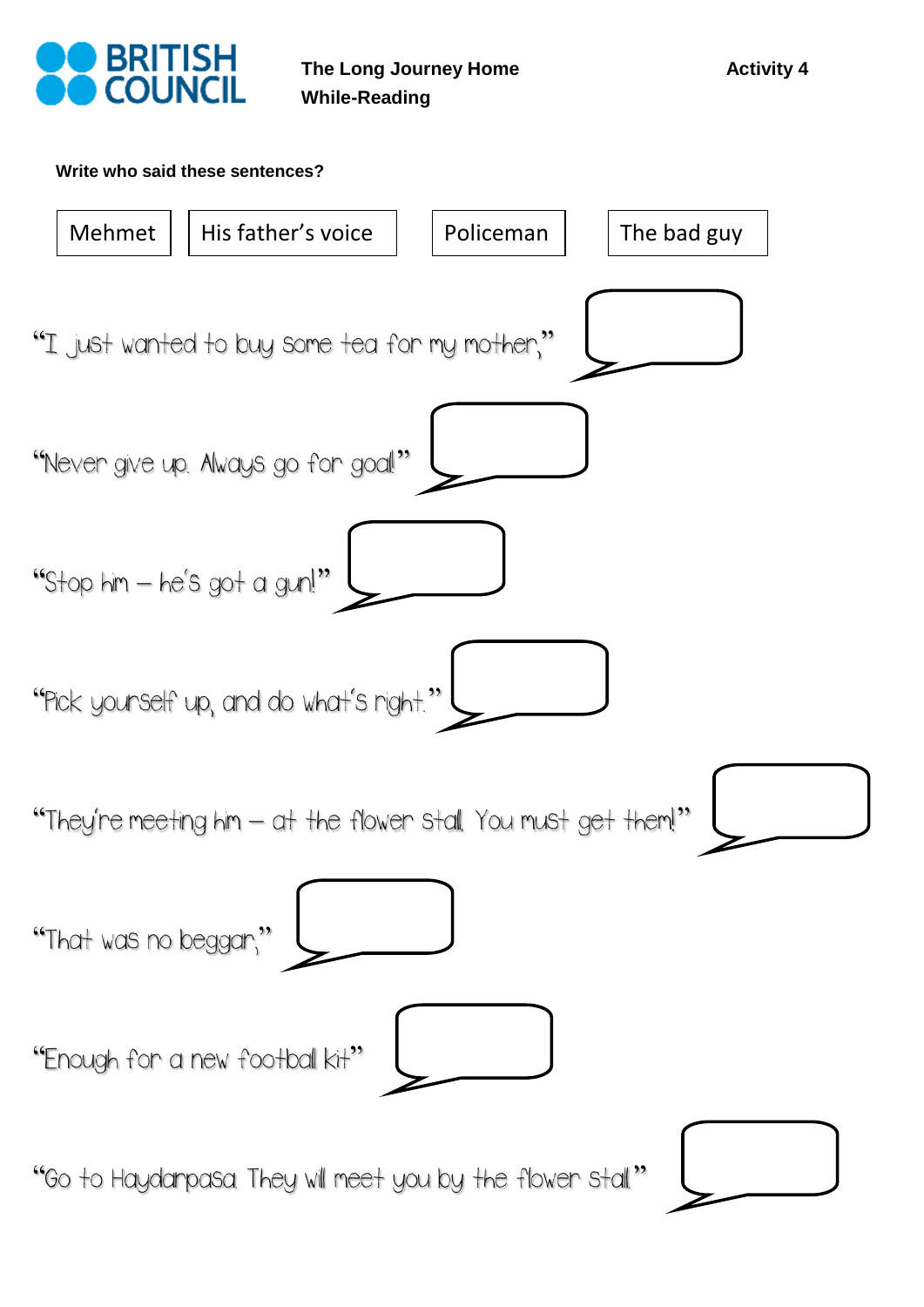**The Long Journey Home**
**While-Reading**

**Activity 4**

**Write who said these sentences?**

| Mehmet | His father's voice | Policeman | The bad guy |
|---|---|---|---|

"I just wanted to buy some tea for my mother," ______

"Never give up. Always go for goal!" ______

"Stop him – he's got a gun!" ______

"Pick yourself up, and do what's right." ______

"They're meeting him – at the flower stall. You must get them!" ______

"That was no beggar," ______

"Enough for a new football kit" ______

"Go to Haydarpasa. They will meet you by the flower stall." ______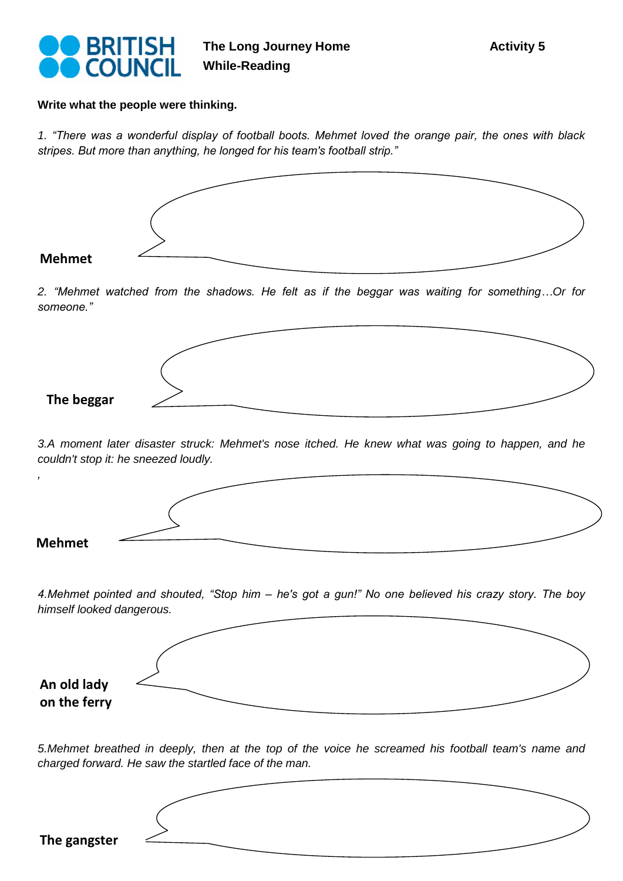**BRITISH COUNCIL**

**The Long Journey Home**
**While-Reading**

**Activity 5**

**Write what the people were thinking.**

*1. "There was a wonderful display of football boots. Mehmet loved the orange pair, the ones with black stripes. But more than anything, he longed for his team's football strip."*

**Mehmet**

*2. "Mehmet watched from the shadows. He felt as if the beggar was waiting for something…Or for someone."*

**The beggar**

*3.A moment later disaster struck: Mehmet's nose itched. He knew what was going to happen, and he couldn't stop it: he sneezed loudly.*

*,*

**Mehmet**

*4.Mehmet pointed and shouted, "Stop him – he's got a gun!" No one believed his crazy story. The boy himself looked dangerous.*

**An old lady on the ferry**

*5.Mehmet breathed in deeply, then at the top of the voice he screamed his football team's name and charged forward. He saw the startled face of the man.*

**The gangster**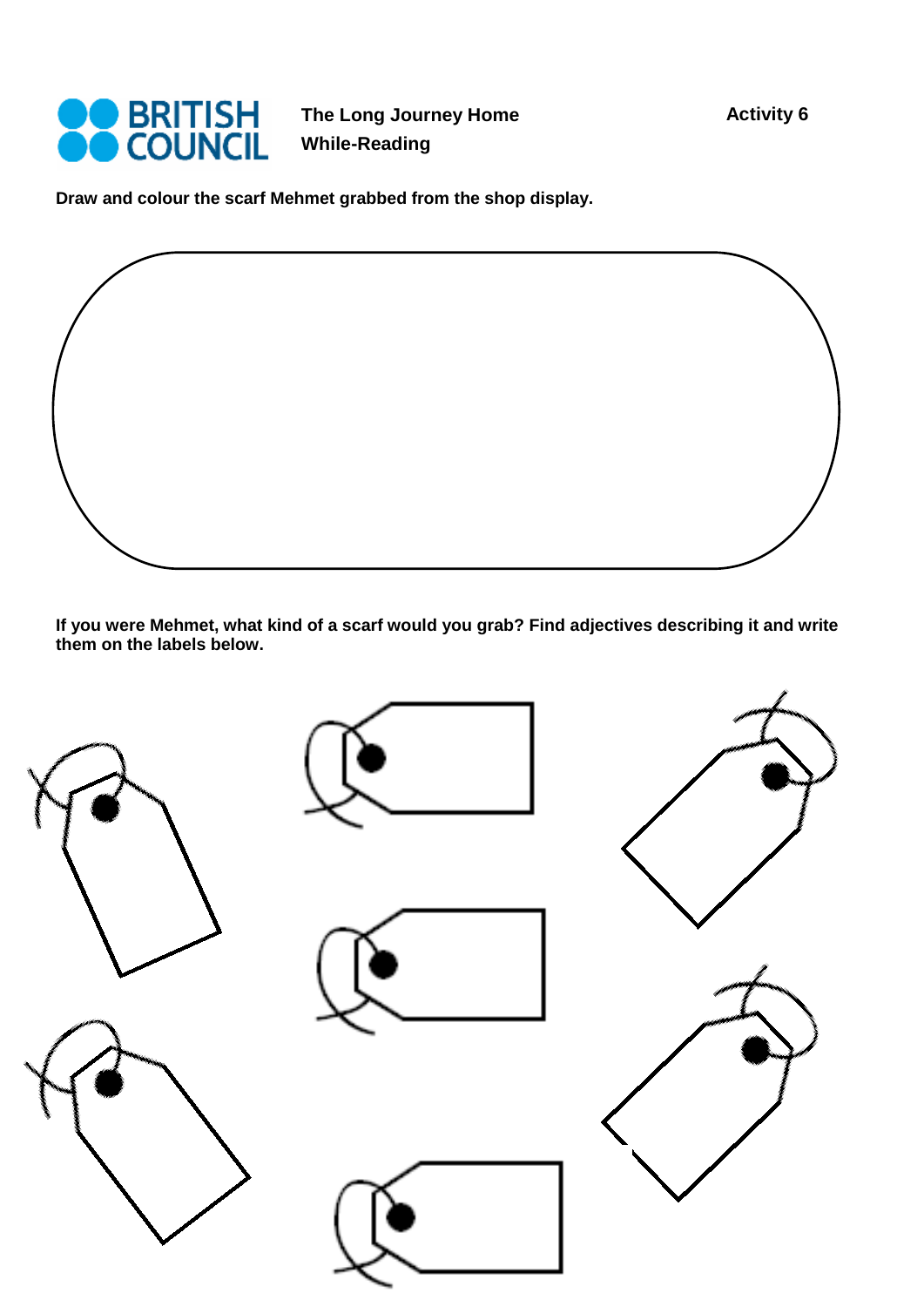BRITISH COUNCIL

**The Long Journey Home**
**While-Reading**

**Activity 6**

**Draw and colour the scarf Mehmet grabbed from the shop display.**

**If you were Mehmet, what kind of a scarf would you grab? Find adjectives describing it and write them on the labels below.**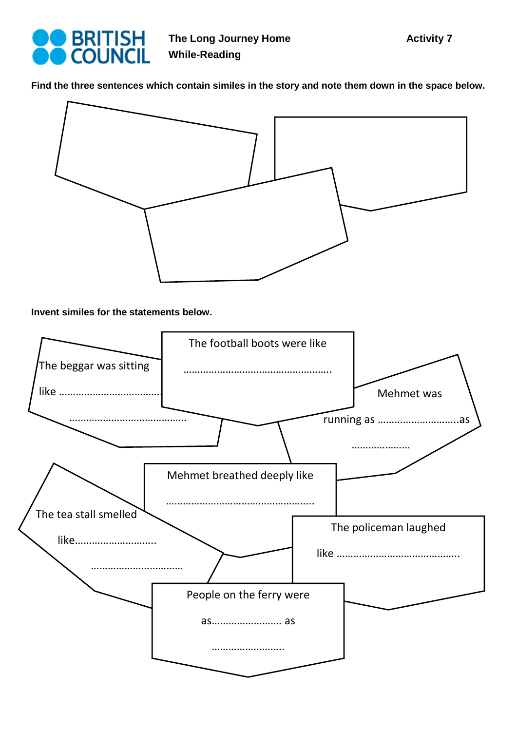BRITISH COUNCIL

**The Long Journey Home**
**While-Reading**

**Activity 7**

**Find the three sentences which contain similes in the story and note them down in the space below.**

**Invent similes for the statements below.**

The beggar was sitting like ……………………………… ……………………………………

The football boots were like ……………………………………………..

Mehmet was running as ………………………..as …………………

Mehmet breathed deeply like ……………………………………………..

The tea stall smelled like……………………….. ……………………………

The policeman laughed like ……………………………………..

People on the ferry were as……………………. as ……………………..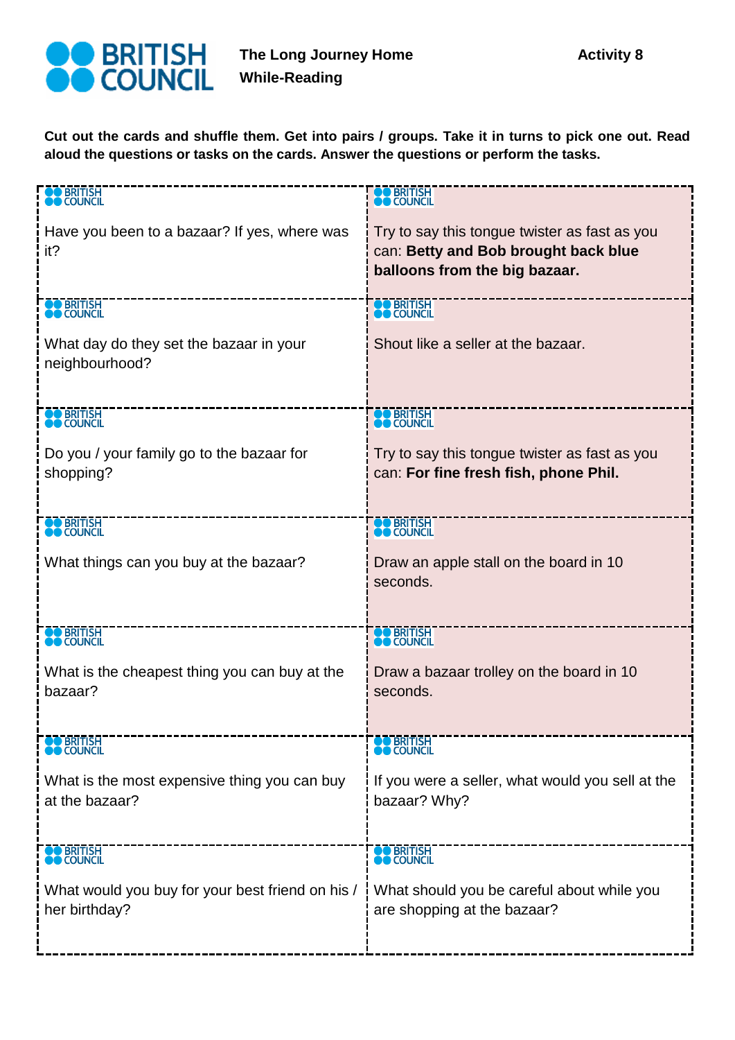The Long Journey Home
While-Reading

Activity 8

**Cut out the cards and shuffle them. Get into pairs / groups. Take it in turns to pick one out. Read aloud the questions or tasks on the cards. Answer the questions or perform the tasks.**

| | |
|---|---|
| Have you been to a bazaar? If yes, where was it? | Try to say this tongue twister as fast as you can: **Betty and Bob brought back blue balloons from the big bazaar.** |
| What day do they set the bazaar in your neighbourhood? | Shout like a seller at the bazaar. |
| Do you / your family go to the bazaar for shopping? | Try to say this tongue twister as fast as you can: **For fine fresh fish, phone Phil.** |
| What things can you buy at the bazaar? | Draw an apple stall on the board in 10 seconds. |
| What is the cheapest thing you can buy at the bazaar? | Draw a bazaar trolley on the board in 10 seconds. |
| What is the most expensive thing you can buy at the bazaar? | If you were a seller, what would you sell at the bazaar? Why? |
| What would you buy for your best friend on his / her birthday? | What should you be careful about while you are shopping at the bazaar? |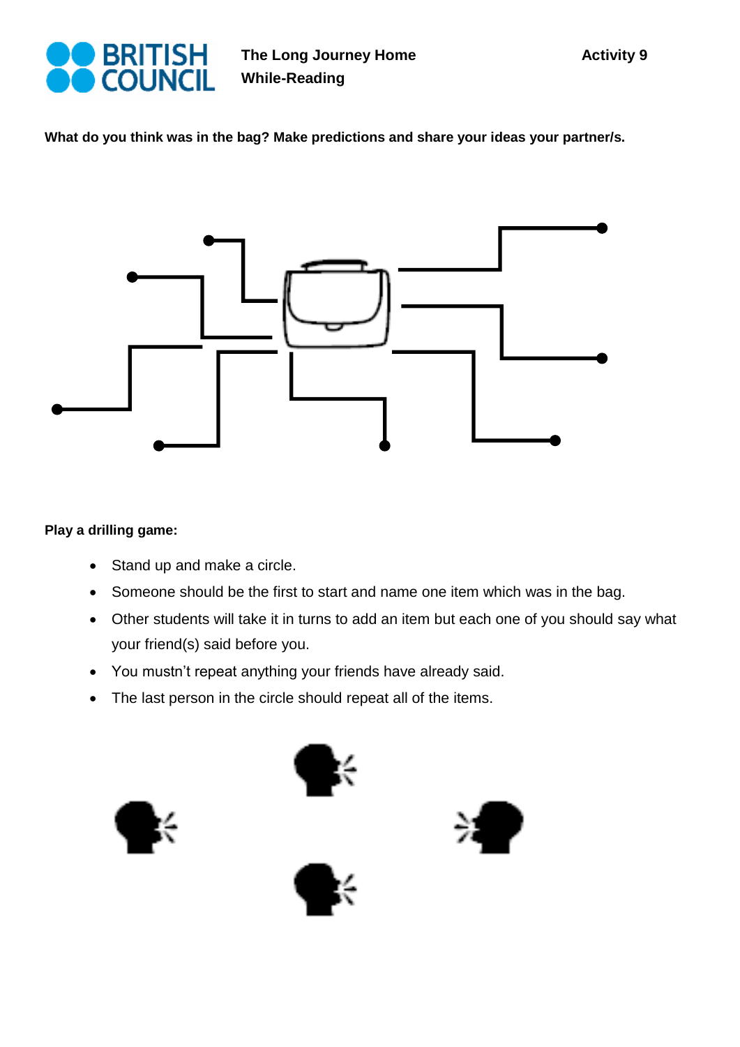**The Long Journey Home**
**While-Reading**

**Activity 9**

**What do you think was in the bag? Make predictions and share your ideas your partner/s.**

**Play a drilling game:**

- Stand up and make a circle.
- Someone should be the first to start and name one item which was in the bag.
- Other students will take it in turns to add an item but each one of you should say what your friend(s) said before you.
- You mustn't repeat anything your friends have already said.
- The last person in the circle should repeat all of the items.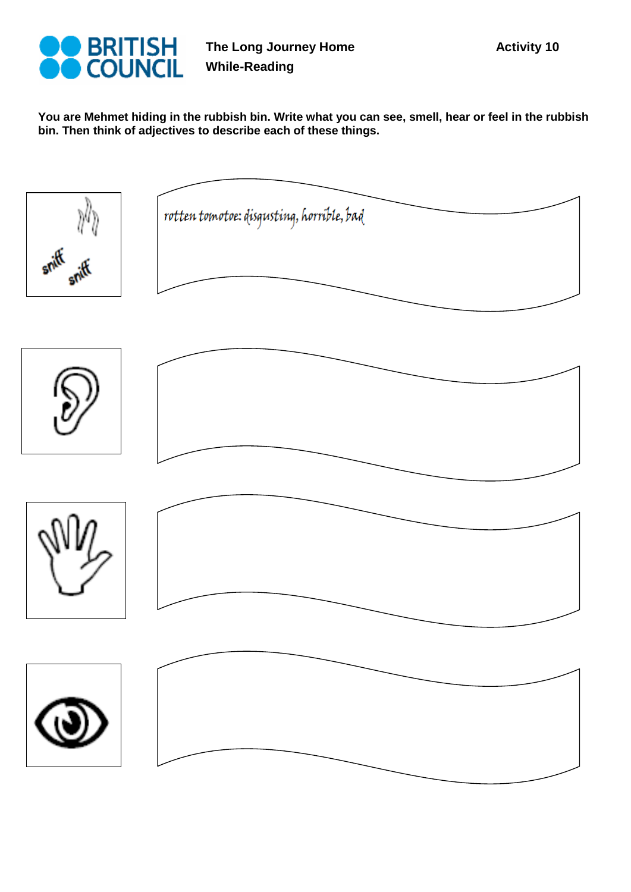**The Long Journey Home**
**While-Reading**

**Activity 10**

**You are Mehmet hiding in the rubbish bin. Write what you can see, smell, hear or feel in the rubbish bin. Then think of adjectives to describe each of these things.**

sniff sniff

rotten tomatoe: disgusting, horrible, bad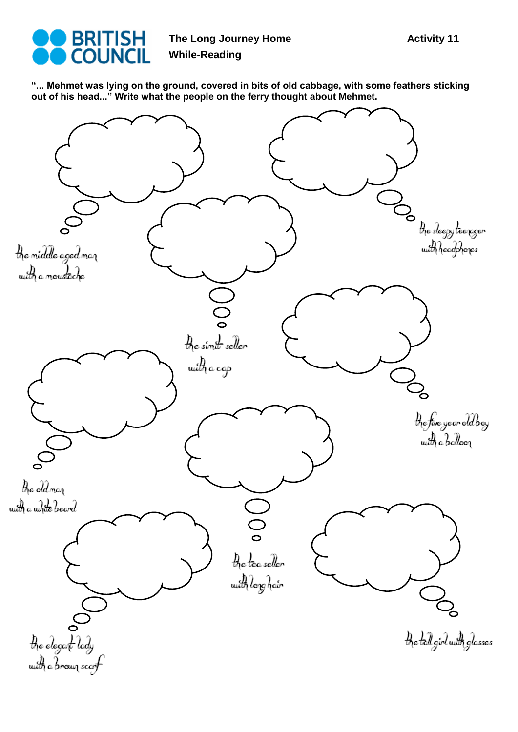**BRITISH COUNCIL**

**The Long Journey Home**
**While-Reading**

**Activity 11**

**"... Mehmet was lying on the ground, covered in bits of old cabbage, with some feathers sticking out of his head..." Write what the people on the ferry thought about Mehmet.**

the middle aged man with a moustache

the sleepy teenager with headphones

the simit seller with a cap

the five year old boy with a balloon

the old man with a white beard

the tea seller with long hair

the elegant lady with a brown scarf

the tall girl with glasses